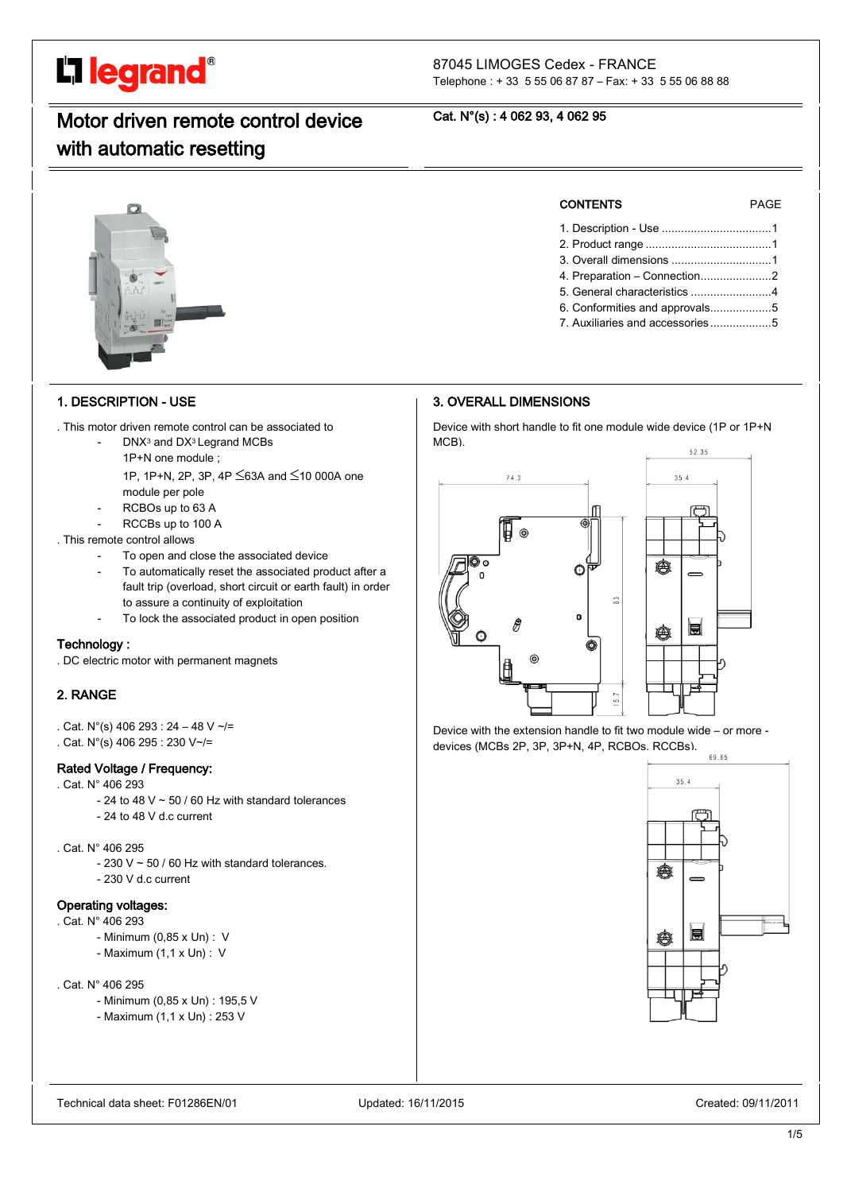87045 LIMOGES Cedex - FRANCE
Telephone : + 33 5 55 06 87 87 – Fax: + 33 5 55 06 88 88

# Motor driven remote control device with automatic resetting

Cat. N°(s) : 4 062 93, 4 062 95

| CONTENTS | PAGE |
|---|---|
| 1. Description - Use | 1 |
| 2. Product range | 1 |
| 3. Overall dimensions | 1 |
| 4. Preparation – Connection | 2 |
| 5. General characteristics | 4 |
| 6. Conformities and approvals | 5 |
| 7. Auxiliaries and accessories | 5 |

## 1. DESCRIPTION - USE

. This motor driven remote control can be associated to

- DNX³ and DX³ Legrand MCBs
  1P+N one module ;
  1P, 1P+N, 2P, 3P, 4P ≤63A and ≤10 000A one module per pole
- RCBOs up to 63 A
- RCCBs up to 100 A

. This remote control allows

- To open and close the associated device
- To automatically reset the associated product after a fault trip (overload, short circuit or earth fault) in order to assure a continuity of exploitation
- To lock the associated product in open position

### Technology :

. DC electric motor with permanent magnets

## 2. RANGE

. Cat. N°(s) 406 293 : 24 – 48 V ~/=
. Cat. N°(s) 406 295 : 230 V~/=

### Rated Voltage / Frequency:

. Cat. N° 406 293
- 24 to 48 V ~ 50 / 60 Hz with standard tolerances
- 24 to 48 V d.c current

. Cat. N° 406 295
- 230 V ~ 50 / 60 Hz with standard tolerances.
- 230 V d.c current

### Operating voltages:

. Cat. N° 406 293
- Minimum (0,85 x Un) : V
- Maximum (1,1 x Un) : V

. Cat. N° 406 295
- Minimum (0,85 x Un) : 195,5 V
- Maximum (1,1 x Un) : 253 V

## 3. OVERALL DIMENSIONS

Device with short handle to fit one module wide device (1P or 1P+N MCB).

Device with the extension handle to fit two module wide – or more - devices (MCBs 2P, 3P, 3P+N, 4P, RCBOs. RCCBs).

Technical data sheet: F01286EN/01 Updated: 16/11/2015 Created: 09/11/2011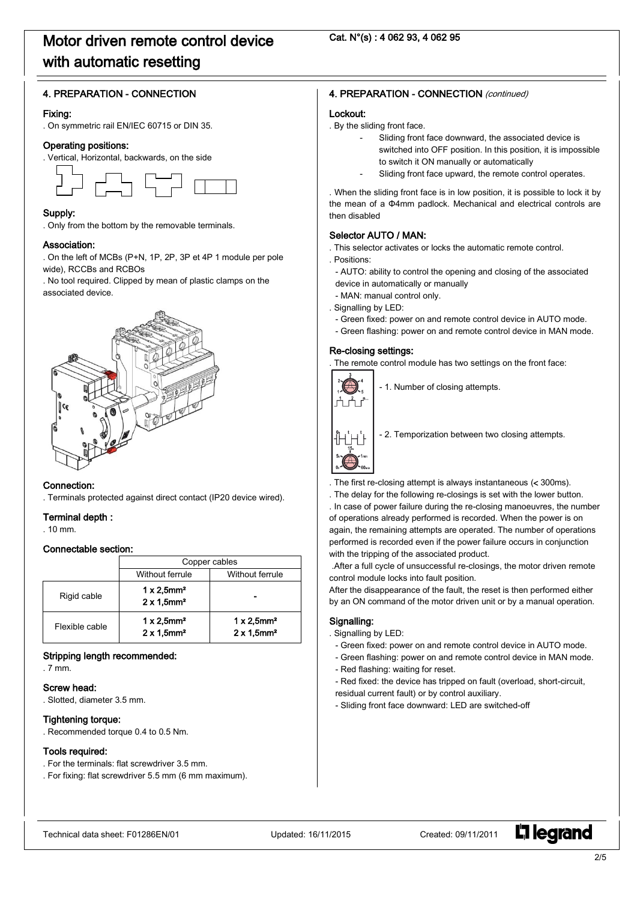# Motor driven remote control device with automatic resetting

Cat. N°(s) : 4 062 93, 4 062 95

## 4. PREPARATION - CONNECTION

### Fixing:

. On symmetric rail EN/IEC 60715 or DIN 35.

### Operating positions:

. Vertical, Horizontal, backwards, on the side

### Supply:

. Only from the bottom by the removable terminals.

### Association:

. On the left of MCBs (P+N, 1P, 2P, 3P et 4P 1 module per pole wide), RCCBs and RCBOs

. No tool required. Clipped by mean of plastic clamps on the associated device.

### Connection:

. Terminals protected against direct contact (IP20 device wired).

### Terminal depth :

. 10 mm.

### Connectable section:

| | Copper cables | |
|---|---|---|
| | Without ferrule | Without ferrule |
| Rigid cable | 1 x 2,5mm²<br>2 x 1,5mm² | - |
| Flexible cable | 1 x 2,5mm²<br>2 x 1,5mm² | 1 x 2,5mm²<br>2 x 1,5mm² |

### Stripping length recommended:

. 7 mm.

### Screw head:

. Slotted, diameter 3.5 mm.

### Tightening torque:

. Recommended torque 0.4 to 0.5 Nm.

### Tools required:

. For the terminals: flat screwdriver 3.5 mm.

. For fixing: flat screwdriver 5.5 mm (6 mm maximum).

## 4. PREPARATION - CONNECTION *(continued)*

### Lockout:

. By the sliding front face.

- Sliding front face downward, the associated device is switched into OFF position. In this position, it is impossible to switch it ON manually or automatically
- Sliding front face upward, the remote control operates.

. When the sliding front face is in low position, it is possible to lock it by the mean of a Φ4mm padlock. Mechanical and electrical controls are then disabled

### Selector AUTO / MAN:

. This selector activates or locks the automatic remote control.

. Positions:

- AUTO: ability to control the opening and closing of the associated device in automatically or manually
- MAN: manual control only.

. Signalling by LED:

- Green fixed: power on and remote control device in AUTO mode.
- Green flashing: power on and remote control device in MAN mode.

### Re-closing settings:

. The remote control module has two settings on the front face:

- 1. Number of closing attempts.
- 2. Temporization between two closing attempts.

. The first re-closing attempt is always instantaneous (< 300ms).

. The delay for the following re-closings is set with the lower button.

. In case of power failure during the re-closing manoeuvres, the number of operations already performed is recorded. When the power is on again, the remaining attempts are operated. The number of operations performed is recorded even if the power failure occurs in conjunction with the tripping of the associated product.

.After a full cycle of unsuccessful re-closings, the motor driven remote control module locks into fault position.

After the disappearance of the fault, the reset is then performed either by an ON command of the motor driven unit or by a manual operation.

### Signalling:

. Signalling by LED:

- Green fixed: power on and remote control device in AUTO mode.
- Green flashing: power on and remote control device in MAN mode.
- Red flashing: waiting for reset.
- Red fixed: the device has tripped on fault (overload, short-circuit, residual current fault) or by control auxiliary.
- Sliding front face downward: LED are switched-off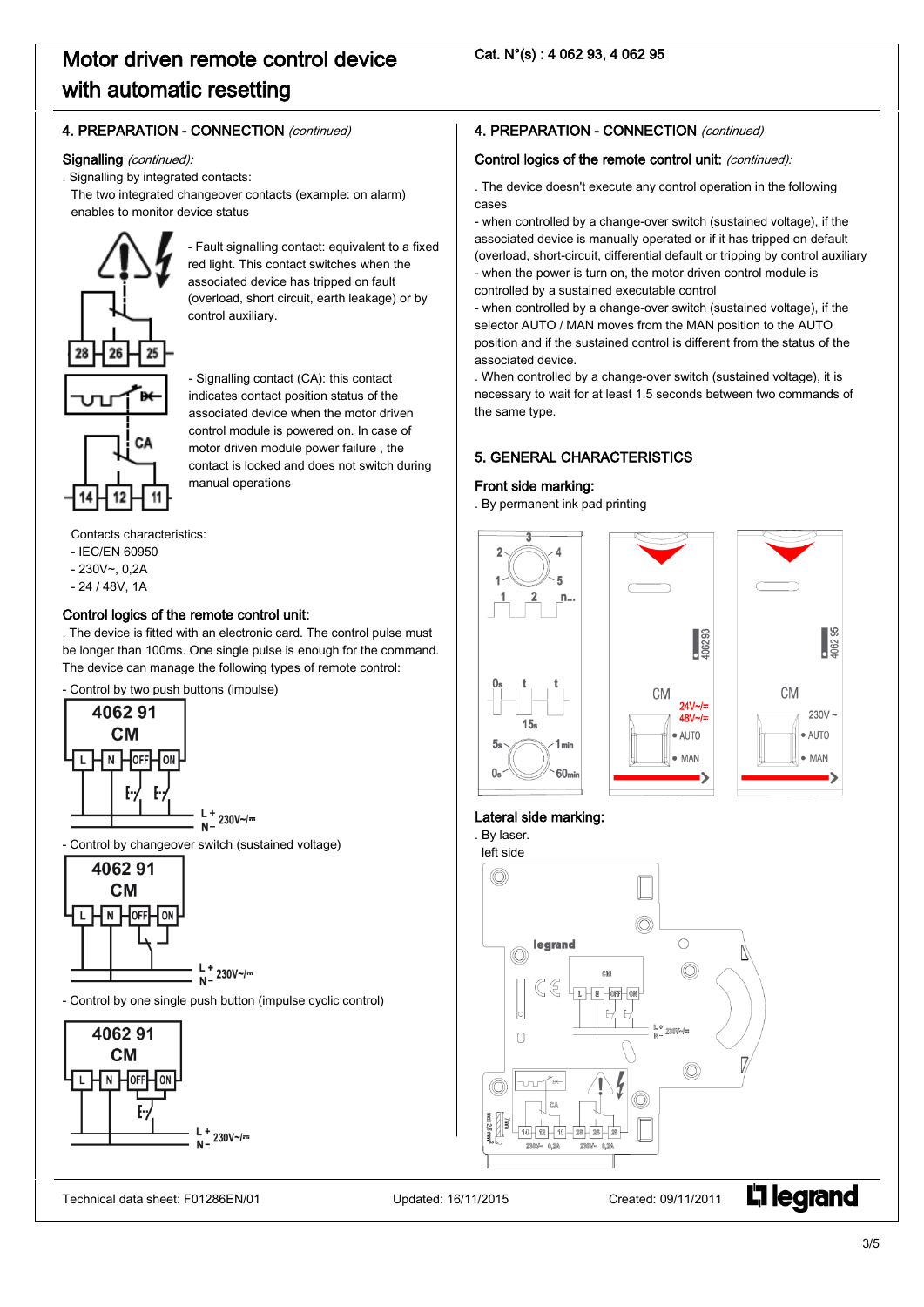# Motor driven remote control device with automatic resetting

Cat. N°(s) : 4 062 93, 4 062 95

## 4. PREPARATION - CONNECTION *(continued)*

### Signalling *(continued)*:

. Signalling by integrated contacts:

The two integrated changeover contacts (example: on alarm) enables to monitor device status

- Fault signalling contact: equivalent to a fixed red light. This contact switches when the associated device has tripped on fault (overload, short circuit, earth leakage) or by control auxiliary.

- Signalling contact (CA): this contact indicates contact position status of the associated device when the motor driven control module is powered on. In case of motor driven module power failure , the contact is locked and does not switch during manual operations

Contacts characteristics:
- IEC/EN 60950
- 230V~, 0,2A
- 24 / 48V, 1A

### Control logics of the remote control unit:

. The device is fitted with an electronic card. The control pulse must be longer than 100ms. One single pulse is enough for the command. The device can manage the following types of remote control:

- Control by two push buttons (impulse)
- Control by changeover switch (sustained voltage)
- Control by one single push button (impulse cyclic control)

## 4. PREPARATION - CONNECTION *(continued)*

### Control logics of the remote control unit: *(continued)*:

. The device doesn't execute any control operation in the following cases
- when controlled by a change-over switch (sustained voltage), if the associated device is manually operated or if it has tripped on default (overload, short-circuit, differential default or tripping by control auxiliary
- when the power is turn on, the motor driven control module is controlled by a sustained executable control
- when controlled by a change-over switch (sustained voltage), if the selector AUTO / MAN moves from the MAN position to the AUTO position and if the sustained control is different from the status of the associated device.

. When controlled by a change-over switch (sustained voltage), it is necessary to wait for at least 1.5 seconds between two commands of the same type.

## 5. GENERAL CHARACTERISTICS

### Front side marking:

. By permanent ink pad printing

### Lateral side marking:

. By laser.

left side

Technical data sheet: F01286EN/01 Updated: 16/11/2015 Created: 09/11/2011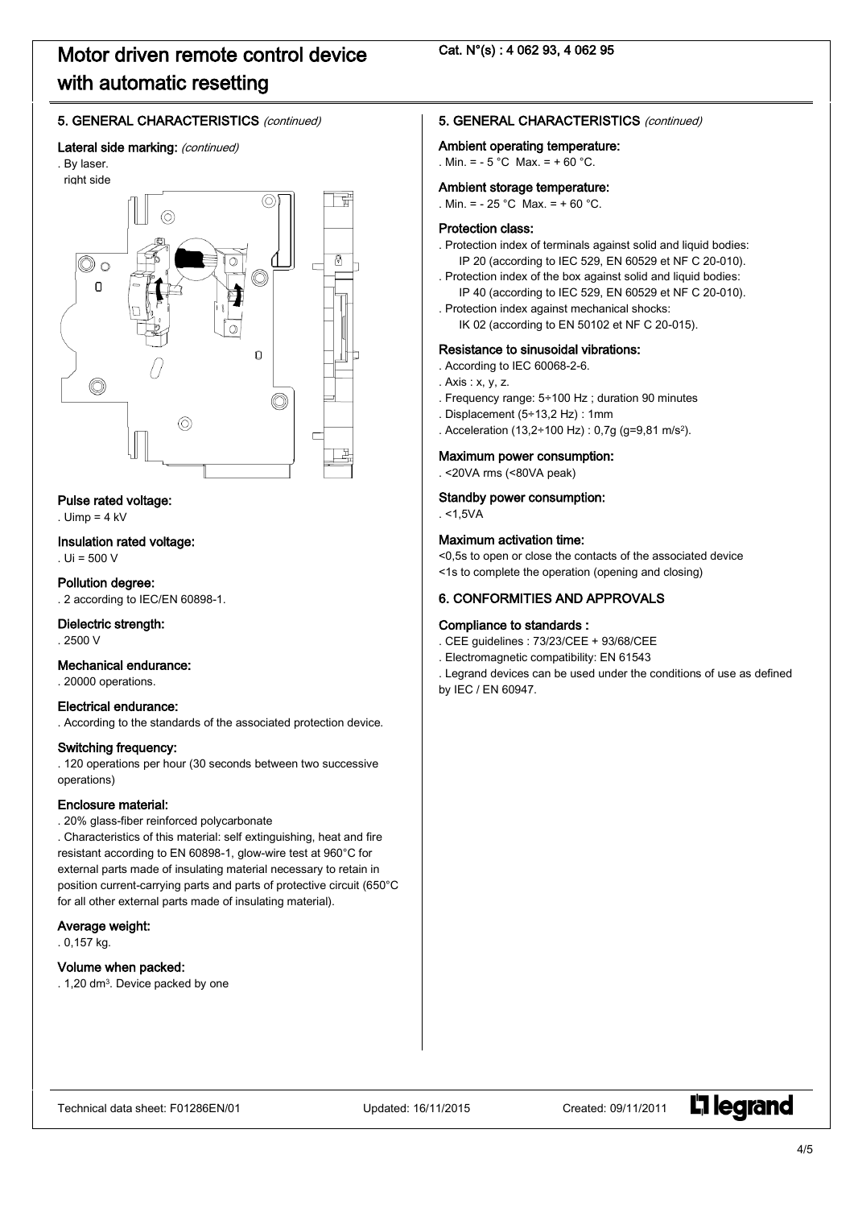# Motor driven remote control device with automatic resetting

Cat. N°(s) : 4 062 93, 4 062 95

## 5. GENERAL CHARACTERISTICS *(continued)*

### Lateral side marking: *(continued)*

. By laser.
right side

### Pulse rated voltage:

. Uimp = 4 kV

### Insulation rated voltage:

. Ui = 500 V

### Pollution degree:

. 2 according to IEC/EN 60898-1.

### Dielectric strength:

. 2500 V

### Mechanical endurance:

. 20000 operations.

### Electrical endurance:

. According to the standards of the associated protection device.

### Switching frequency:

. 120 operations per hour (30 seconds between two successive operations)

### Enclosure material:

. 20% glass-fiber reinforced polycarbonate
. Characteristics of this material: self extinguishing, heat and fire resistant according to EN 60898-1, glow-wire test at 960°C for external parts made of insulating material necessary to retain in position current-carrying parts and parts of protective circuit (650°C for all other external parts made of insulating material).

### Average weight:

. 0,157 kg.

### Volume when packed:

. 1,20 dm$^3$. Device packed by one

## 5. GENERAL CHARACTERISTICS *(continued)*

### Ambient operating temperature:

. Min. = - 5 °C Max. = + 60 °C.

### Ambient storage temperature:

. Min. = - 25 °C Max. = + 60 °C.

### Protection class:

. Protection index of terminals against solid and liquid bodies:
IP 20 (according to IEC 529, EN 60529 et NF C 20-010).
. Protection index of the box against solid and liquid bodies:
IP 40 (according to IEC 529, EN 60529 et NF C 20-010).
. Protection index against mechanical shocks:
IK 02 (according to EN 50102 et NF C 20-015).

### Resistance to sinusoidal vibrations:

. According to IEC 60068-2-6.
. Axis : x, y, z.
. Frequency range: 5÷100 Hz ; duration 90 minutes
. Displacement (5÷13,2 Hz) : 1mm
. Acceleration (13,2÷100 Hz) : 0,7g (g=9,81 m/s$^2$).

### Maximum power consumption:

. <20VA rms (<80VA peak)

### Standby power consumption:

. <1,5VA

### Maximum activation time:

<0,5s to open or close the contacts of the associated device
<1s to complete the operation (opening and closing)

## 6. CONFORMITIES AND APPROVALS

### Compliance to standards :

. CEE guidelines : 73/23/CEE + 93/68/CEE
. Electromagnetic compatibility: EN 61543
. Legrand devices can be used under the conditions of use as defined by IEC / EN 60947.

Technical data sheet: F01286EN/01 Updated: 16/11/2015 Created: 09/11/2011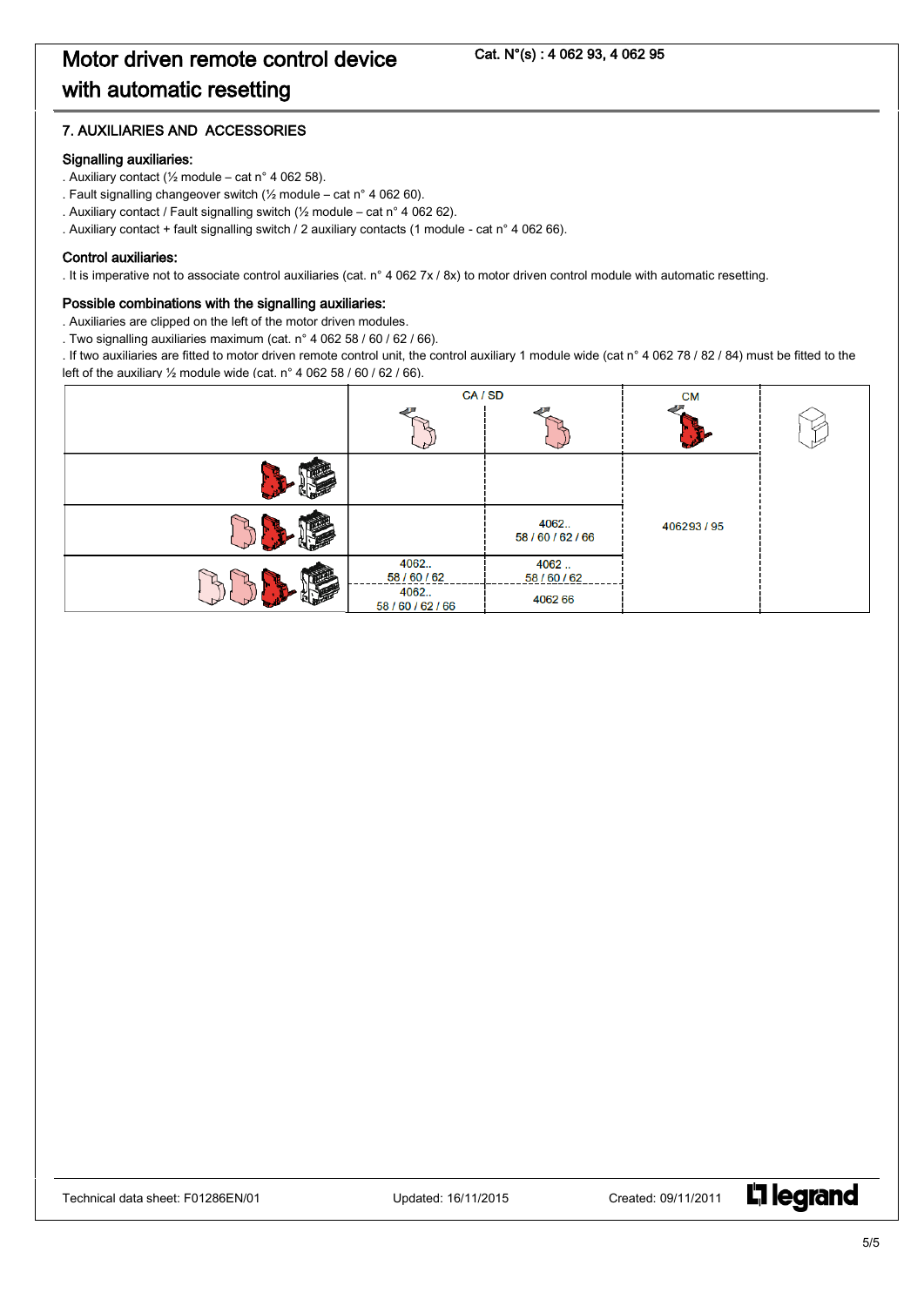# Motor driven remote control device with automatic resetting

Cat. N°(s) : 4 062 93, 4 062 95

## 7. AUXILIARIES AND ACCESSORIES

### Signalling auxiliaries:

. Auxiliary contact (½ module – cat n° 4 062 58).
. Fault signalling changeover switch (½ module – cat n° 4 062 60).
. Auxiliary contact / Fault signalling switch (½ module – cat n° 4 062 62).
. Auxiliary contact + fault signalling switch / 2 auxiliary contacts (1 module - cat n° 4 062 66).

### Control auxiliaries:

. It is imperative not to associate control auxiliaries (cat. n° 4 062 7x / 8x) to motor driven control module with automatic resetting.

### Possible combinations with the signalling auxiliaries:

. Auxiliaries are clipped on the left of the motor driven modules.
. Two signalling auxiliaries maximum (cat. n° 4 062 58 / 60 / 62 / 66).
. If two auxiliaries are fitted to motor driven remote control unit, the control auxiliary 1 module wide (cat n° 4 062 78 / 82 / 84) must be fitted to the left of the auxiliary ½ module wide (cat. n° 4 062 58 / 60 / 62 / 66).

| | CA / SD | | CM | |
|---|---|---|---|---|
| | | | 406293 / 95 | |
| | | 4062.. 58 / 60 / 62 / 66 | | |
| | 4062.. 58 / 60 / 62 | 4062 .. 58 / 60 / 62 | | |
| | 4062.. 58 / 60 / 62 / 66 | 4062 66 | | |

Technical data sheet: F01286EN/01 Updated: 16/11/2015 Created: 09/11/2011